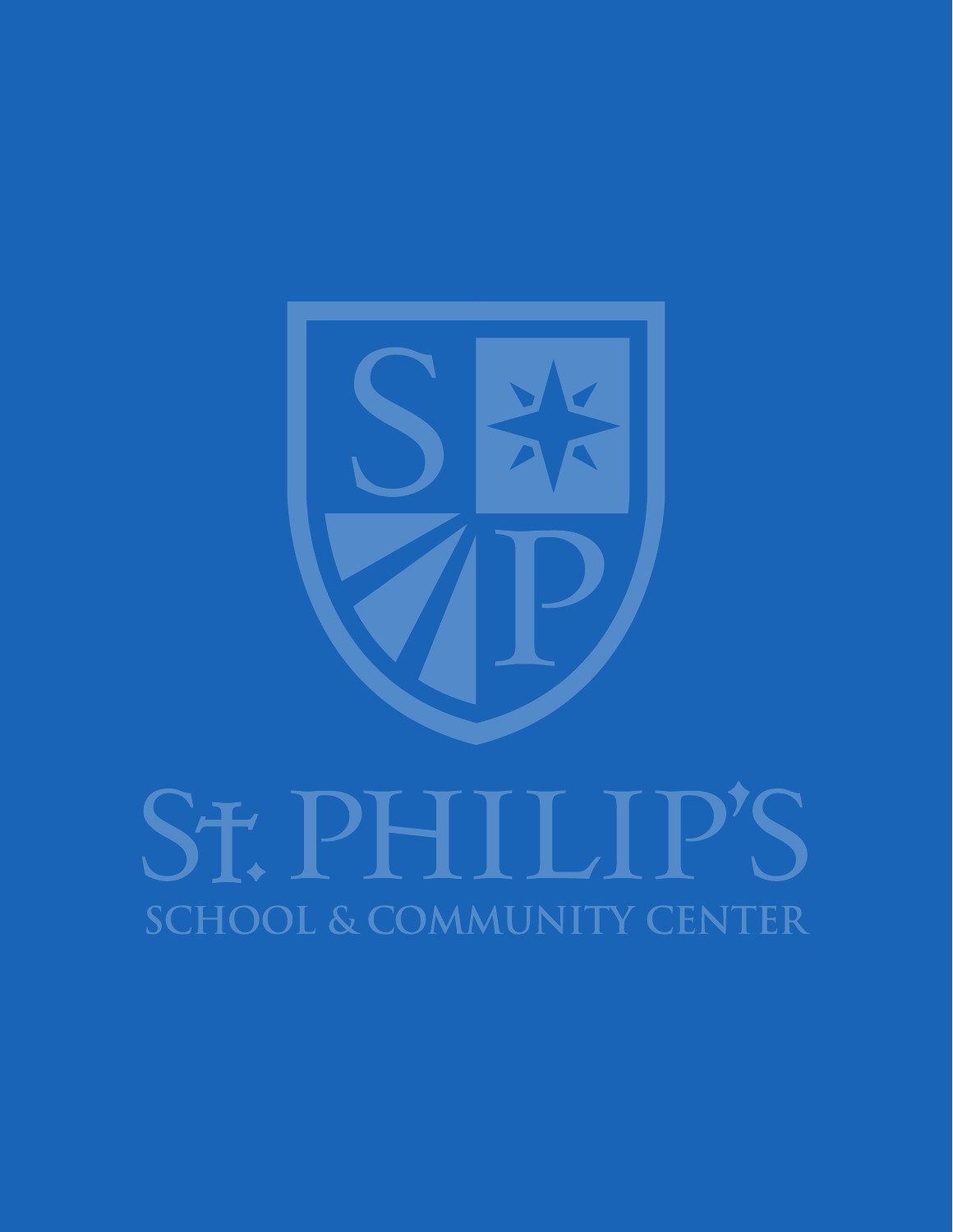# St. PHILIP'S

## SCHOOL & COMMUNITY CENTER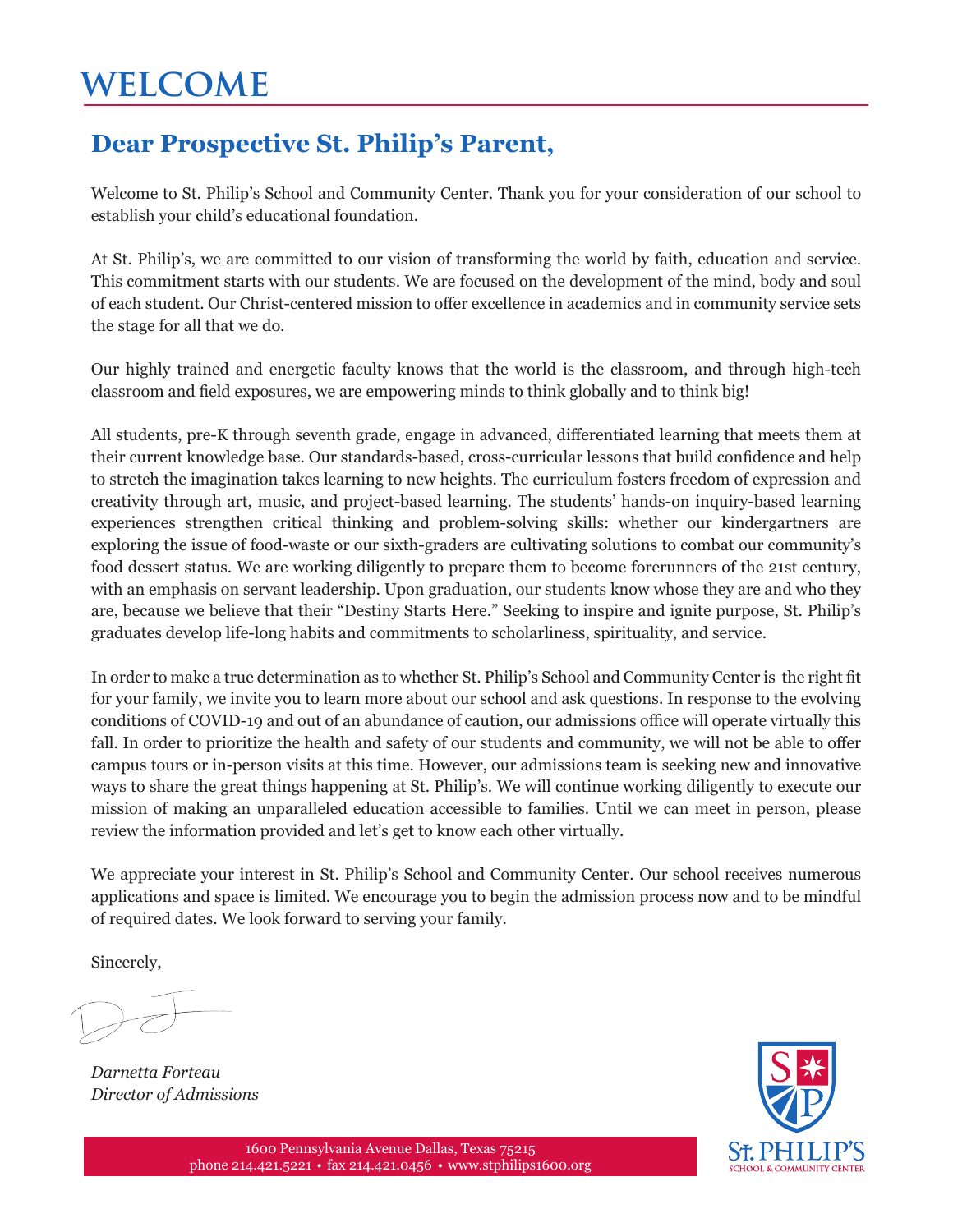# WELCOME

## Dear Prospective St. Philip's Parent,

Welcome to St. Philip's School and Community Center. Thank you for your consideration of our school to establish your child's educational foundation.

At St. Philip's, we are committed to our vision of transforming the world by faith, education and service. This commitment starts with our students. We are focused on the development of the mind, body and soul of each student. Our Christ-centered mission to offer excellence in academics and in community service sets the stage for all that we do.

Our highly trained and energetic faculty knows that the world is the classroom, and through high-tech classroom and field exposures, we are empowering minds to think globally and to think big!

All students, pre-K through seventh grade, engage in advanced, differentiated learning that meets them at their current knowledge base. Our standards-based, cross-curricular lessons that build confidence and help to stretch the imagination takes learning to new heights. The curriculum fosters freedom of expression and creativity through art, music, and project-based learning. The students' hands-on inquiry-based learning experiences strengthen critical thinking and problem-solving skills: whether our kindergartners are exploring the issue of food-waste or our sixth-graders are cultivating solutions to combat our community's food dessert status. We are working diligently to prepare them to become forerunners of the 21st century, with an emphasis on servant leadership. Upon graduation, our students know whose they are and who they are, because we believe that their "Destiny Starts Here." Seeking to inspire and ignite purpose, St. Philip's graduates develop life-long habits and commitments to scholarliness, spirituality, and service.

In order to make a true determination as to whether St. Philip's School and Community Center is the right fit for your family, we invite you to learn more about our school and ask questions. In response to the evolving conditions of COVID-19 and out of an abundance of caution, our admissions office will operate virtually this fall. In order to prioritize the health and safety of our students and community, we will not be able to offer campus tours or in-person visits at this time. However, our admissions team is seeking new and innovative ways to share the great things happening at St. Philip's. We will continue working diligently to execute our mission of making an unparalleled education accessible to families. Until we can meet in person, please review the information provided and let's get to know each other virtually.

We appreciate your interest in St. Philip's School and Community Center. Our school receives numerous applications and space is limited. We encourage you to begin the admission process now and to be mindful of required dates. We look forward to serving your family.

Sincerely,

*Darnetta Forteau*
*Director of Admissions*

1600 Pennsylvania Avenue Dallas, Texas 75215
phone 214.421.5221 • fax 214.421.0456 • www.stphilips1600.org

ST. PHILIP'S
SCHOOL & COMMUNITY CENTER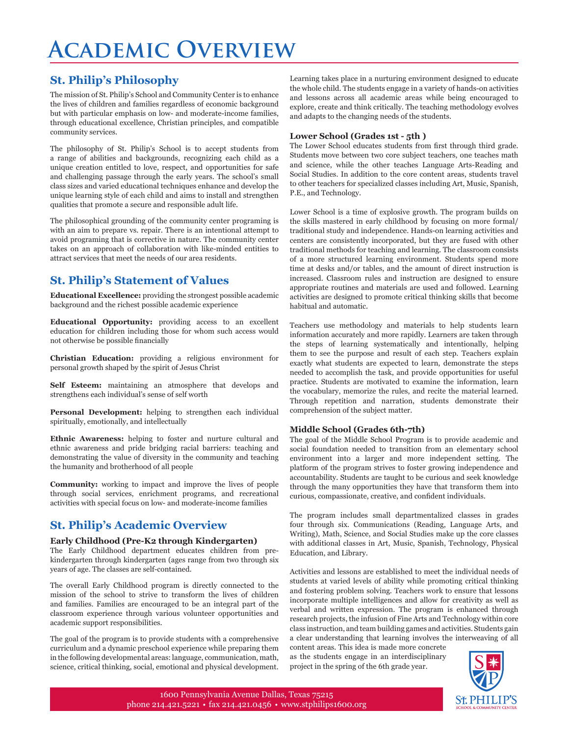# Academic Overview

## St. Philip's Philosophy

The mission of St. Philip's School and Community Center is to enhance the lives of children and families regardless of economic background but with particular emphasis on low- and moderate-income families, through educational excellence, Christian principles, and compatible community services.

The philosophy of St. Philip's School is to accept students from a range of abilities and backgrounds, recognizing each child as a unique creation entitled to love, respect, and opportunities for safe and challenging passage through the early years. The school's small class sizes and varied educational techniques enhance and develop the unique learning style of each child and aims to install and strengthen qualities that promote a secure and responsible adult life.

The philosophical grounding of the community center programing is with an aim to prepare vs. repair. There is an intentional attempt to avoid programing that is corrective in nature. The community center takes on an approach of collaboration with like-minded entities to attract services that meet the needs of our area residents.

## St. Philip's Statement of Values

**Educational Excellence:** providing the strongest possible academic background and the richest possible academic experience

**Educational Opportunity:** providing access to an excellent education for children including those for whom such access would not otherwise be possible financially

**Christian Education:** providing a religious environment for personal growth shaped by the spirit of Jesus Christ

**Self Esteem:** maintaining an atmosphere that develops and strengthens each individual's sense of self worth

**Personal Development:** helping to strengthen each individual spiritually, emotionally, and intellectually

**Ethnic Awareness:** helping to foster and nurture cultural and ethnic awareness and pride bridging racial barriers: teaching and demonstrating the value of diversity in the community and teaching the humanity and brotherhood of all people

**Community:** working to impact and improve the lives of people through social services, enrichment programs, and recreational activities with special focus on low- and moderate-income families

## St. Philip's Academic Overview

### Early Childhood (Pre-K2 through Kindergarten)

The Early Childhood department educates children from pre-kindergarten through kindergarten (ages range from two through six years of age. The classes are self-contained.

The overall Early Childhood program is directly connected to the mission of the school to strive to transform the lives of children and families. Families are encouraged to be an integral part of the classroom experience through various volunteer opportunities and academic support responsibilities.

The goal of the program is to provide students with a comprehensive curriculum and a dynamic preschool experience while preparing them in the following developmental areas: language, communication, math, science, critical thinking, social, emotional and physical development.

Learning takes place in a nurturing environment designed to educate the whole child. The students engage in a variety of hands-on activities and lessons across all academic areas while being encouraged to explore, create and think critically. The teaching methodology evolves and adapts to the changing needs of the students.

### Lower School (Grades 1st - 5th )

The Lower School educates students from first through third grade. Students move between two core subject teachers, one teaches math and science, while the other teaches Language Arts-Reading and Social Studies. In addition to the core content areas, students travel to other teachers for specialized classes including Art, Music, Spanish, P.E., and Technology.

Lower School is a time of explosive growth. The program builds on the skills mastered in early childhood by focusing on more formal/traditional study and independence. Hands-on learning activities and centers are consistently incorporated, but they are fused with other traditional methods for teaching and learning. The classroom consists of a more structured learning environment. Students spend more time at desks and/or tables, and the amount of direct instruction is increased. Classroom rules and instruction are designed to ensure appropriate routines and materials are used and followed. Learning activities are designed to promote critical thinking skills that become habitual and automatic.

Teachers use methodology and materials to help students learn information accurately and more rapidly. Learners are taken through the steps of learning systematically and intentionally, helping them to see the purpose and result of each step. Teachers explain exactly what students are expected to learn, demonstrate the steps needed to accomplish the task, and provide opportunities for useful practice. Students are motivated to examine the information, learn the vocabulary, memorize the rules, and recite the material learned. Through repetition and narration, students demonstrate their comprehension of the subject matter.

### Middle School (Grades 6th-7th)

The goal of the Middle School Program is to provide academic and social foundation needed to transition from an elementary school environment into a larger and more independent setting. The platform of the program strives to foster growing independence and accountability. Students are taught to be curious and seek knowledge through the many opportunities they have that transform them into curious, compassionate, creative, and confident individuals.

The program includes small departmentalized classes in grades four through six. Communications (Reading, Language Arts, and Writing), Math, Science, and Social Studies make up the core classes with additional classes in Art, Music, Spanish, Technology, Physical Education, and Library.

Activities and lessons are established to meet the individual needs of students at varied levels of ability while promoting critical thinking and fostering problem solving. Teachers work to ensure that lessons incorporate multiple intelligences and allow for creativity as well as verbal and written expression. The program is enhanced through research projects, the infusion of Fine Arts and Technology within core class instruction, and team building games and activities. Students gain a clear understanding that learning involves the interweaving of all content areas. This idea is made more concrete as the students engage in an interdisciplinary project in the spring of the 6th grade year.

1600 Pennsylvania Avenue Dallas, Texas 75215
phone 214.421.5221 • fax 214.421.0456 • www.stphilips1600.org

St. Philip's School & Community Center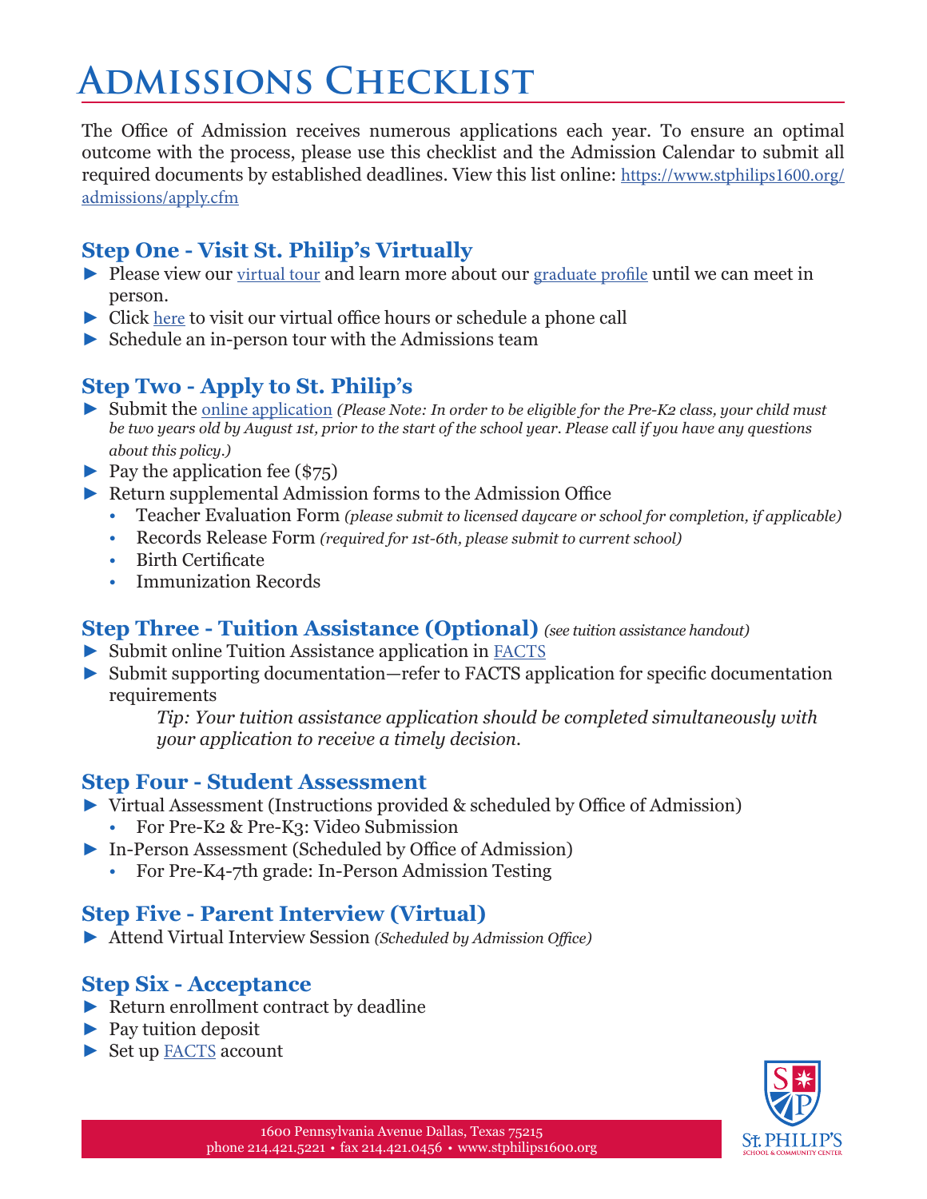# Admissions Checklist

The Office of Admission receives numerous applications each year. To ensure an optimal outcome with the process, please use this checklist and the Admission Calendar to submit all required documents by established deadlines. View this list online: https://www.stphilips1600.org/admissions/apply.cfm

## Step One - Visit St. Philip's Virtually

- Please view our virtual tour and learn more about our graduate profile until we can meet in person.
- Click here to visit our virtual office hours or schedule a phone call
- Schedule an in-person tour with the Admissions team

## Step Two - Apply to St. Philip's

- Submit the online application *(Please Note: In order to be eligible for the Pre-K2 class, your child must be two years old by August 1st, prior to the start of the school year. Please call if you have any questions about this policy.)*
- Pay the application fee ($75)
- Return supplemental Admission forms to the Admission Office
  - Teacher Evaluation Form *(please submit to licensed daycare or school for completion, if applicable)*
  - Records Release Form *(required for 1st-6th, please submit to current school)*
  - Birth Certificate
  - Immunization Records

## Step Three - Tuition Assistance (Optional) *(see tuition assistance handout)*

- Submit online Tuition Assistance application in FACTS
- Submit supporting documentation—refer to FACTS application for specific documentation requirements

  *Tip: Your tuition assistance application should be completed simultaneously with your application to receive a timely decision.*

## Step Four - Student Assessment

- Virtual Assessment (Instructions provided & scheduled by Office of Admission)
  - For Pre-K2 & Pre-K3: Video Submission
- In-Person Assessment (Scheduled by Office of Admission)
  - For Pre-K4-7th grade: In-Person Admission Testing

## Step Five - Parent Interview (Virtual)

- Attend Virtual Interview Session *(Scheduled by Admission Office)*

## Step Six - Acceptance

- Return enrollment contract by deadline
- Pay tuition deposit
- Set up FACTS account

1600 Pennsylvania Avenue Dallas, Texas 75215
phone 214.421.5221 • fax 214.421.0456 • www.stphilips1600.org

St. PHILIP'S
SCHOOL & COMMUNITY CENTER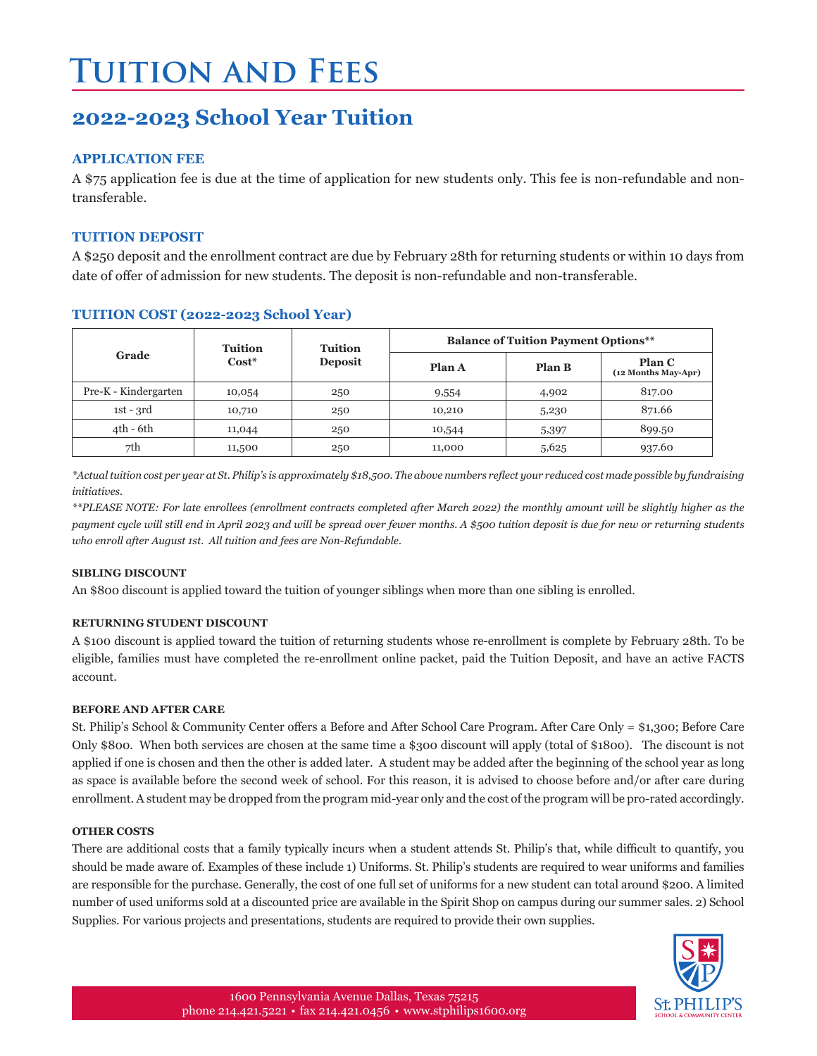# Tuition and Fees

## 2022-2023 School Year Tuition

### APPLICATION FEE

A $75 application fee is due at the time of application for new students only. This fee is non-refundable and non-transferable.

### TUITION DEPOSIT

A $250 deposit and the enrollment contract are due by February 28th for returning students or within 10 days from date of offer of admission for new students. The deposit is non-refundable and non-transferable.

### TUITION COST (2022-2023 School Year)

| Grade | Tuition Cost* | Tuition Deposit | Balance of Tuition Payment Options** | | |
|---|---|---|---|---|---|
| | | | Plan A | Plan B | Plan C (12 Months May-Apr) |
| Pre-K - Kindergarten | 10,054 | 250 | 9,554 | 4,902 | 817.00 |
| 1st - 3rd | 10,710 | 250 | 10,210 | 5,230 | 871.66 |
| 4th - 6th | 11,044 | 250 | 10,544 | 5,397 | 899.50 |
| 7th | 11,500 | 250 | 11,000 | 5,625 | 937.60 |

*\*Actual tuition cost per year at St. Philip's is approximately $18,500. The above numbers reflect your reduced cost made possible by fundraising initiatives.*

*\*\*PLEASE NOTE: For late enrollees (enrollment contracts completed after March 2022) the monthly amount will be slightly higher as the payment cycle will still end in April 2023 and will be spread over fewer months. A $500 tuition deposit is due for new or returning students who enroll after August 1st. All tuition and fees are Non-Refundable.*

#### SIBLING DISCOUNT

An $800 discount is applied toward the tuition of younger siblings when more than one sibling is enrolled.

#### RETURNING STUDENT DISCOUNT

A $100 discount is applied toward the tuition of returning students whose re-enrollment is complete by February 28th. To be eligible, families must have completed the re-enrollment online packet, paid the Tuition Deposit, and have an active FACTS account.

#### BEFORE AND AFTER CARE

St. Philip's School & Community Center offers a Before and After School Care Program. After Care Only = $1,300; Before Care Only $800. When both services are chosen at the same time a $300 discount will apply (total of $1800). The discount is not applied if one is chosen and then the other is added later. A student may be added after the beginning of the school year as long as space is available before the second week of school. For this reason, it is advised to choose before and/or after care during enrollment. A student may be dropped from the program mid-year only and the cost of the program will be pro-rated accordingly.

#### OTHER COSTS

There are additional costs that a family typically incurs when a student attends St. Philip's that, while difficult to quantify, you should be made aware of. Examples of these include 1) Uniforms. St. Philip's students are required to wear uniforms and families are responsible for the purchase. Generally, the cost of one full set of uniforms for a new student can total around $200. A limited number of used uniforms sold at a discounted price are available in the Spirit Shop on campus during our summer sales. 2) School Supplies. For various projects and presentations, students are required to provide their own supplies.

1600 Pennsylvania Avenue Dallas, Texas 75215
phone 214.421.5221 • fax 214.421.0456 • www.stphilips1600.org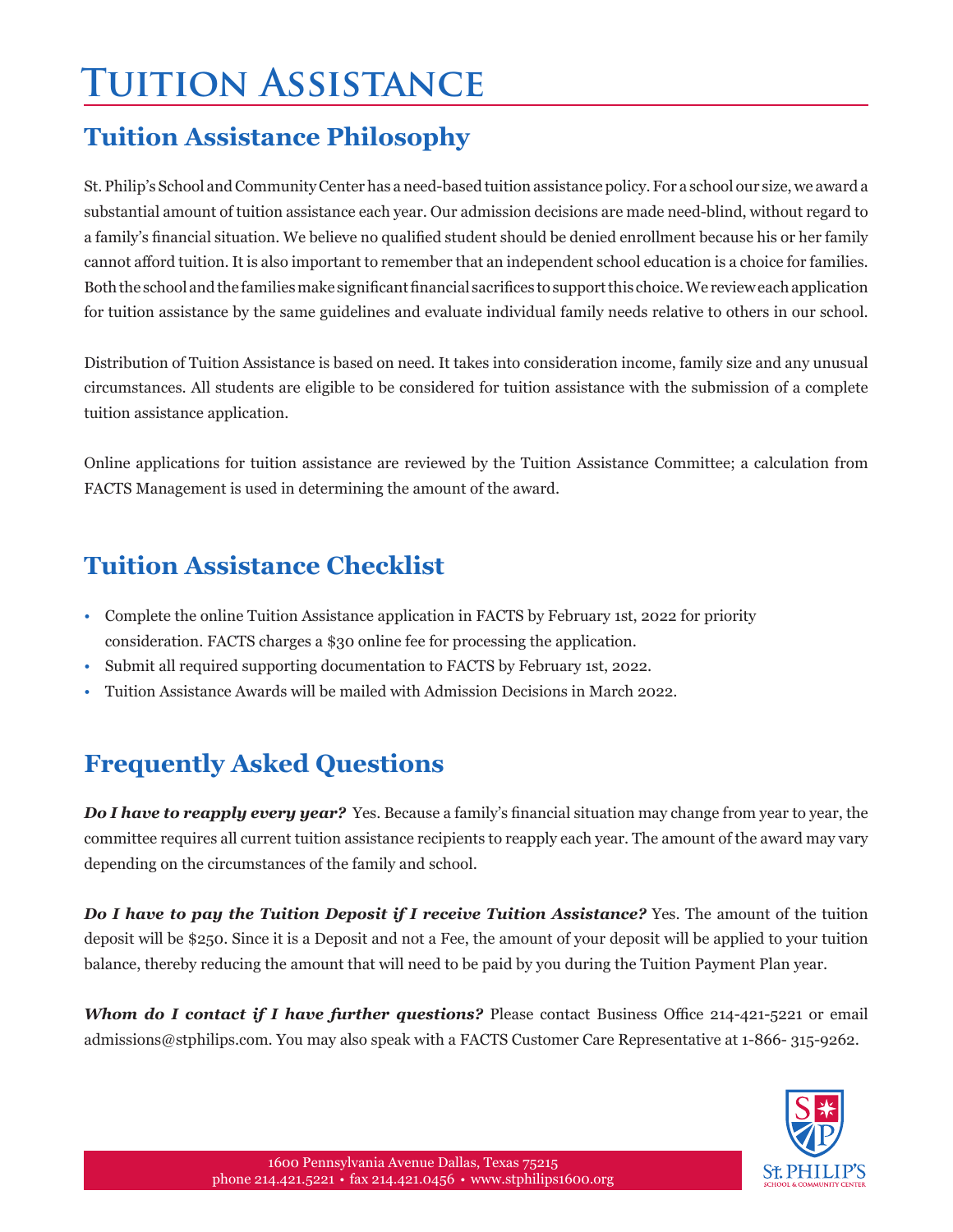# Tuition Assistance

## Tuition Assistance Philosophy

St. Philip's School and Community Center has a need-based tuition assistance policy. For a school our size, we award a substantial amount of tuition assistance each year. Our admission decisions are made need-blind, without regard to a family's financial situation. We believe no qualified student should be denied enrollment because his or her family cannot afford tuition. It is also important to remember that an independent school education is a choice for families. Both the school and the families make significant financial sacrifices to support this choice. We review each application for tuition assistance by the same guidelines and evaluate individual family needs relative to others in our school.

Distribution of Tuition Assistance is based on need. It takes into consideration income, family size and any unusual circumstances. All students are eligible to be considered for tuition assistance with the submission of a complete tuition assistance application.

Online applications for tuition assistance are reviewed by the Tuition Assistance Committee; a calculation from FACTS Management is used in determining the amount of the award.

## Tuition Assistance Checklist

- Complete the online Tuition Assistance application in FACTS by February 1st, 2022 for priority consideration. FACTS charges a $30 online fee for processing the application.
- Submit all required supporting documentation to FACTS by February 1st, 2022.
- Tuition Assistance Awards will be mailed with Admission Decisions in March 2022.

## Frequently Asked Questions

***Do I have to reapply every year?*** Yes. Because a family's financial situation may change from year to year, the committee requires all current tuition assistance recipients to reapply each year. The amount of the award may vary depending on the circumstances of the family and school.

***Do I have to pay the Tuition Deposit if I receive Tuition Assistance?*** Yes. The amount of the tuition deposit will be $250. Since it is a Deposit and not a Fee, the amount of your deposit will be applied to your tuition balance, thereby reducing the amount that will need to be paid by you during the Tuition Payment Plan year.

***Whom do I contact if I have further questions?*** Please contact Business Office 214-421-5221 or email admissions@stphilips.com. You may also speak with a FACTS Customer Care Representative at 1-866- 315-9262.

1600 Pennsylvania Avenue Dallas, Texas 75215
phone 214.421.5221 • fax 214.421.0456 • www.stphilips1600.org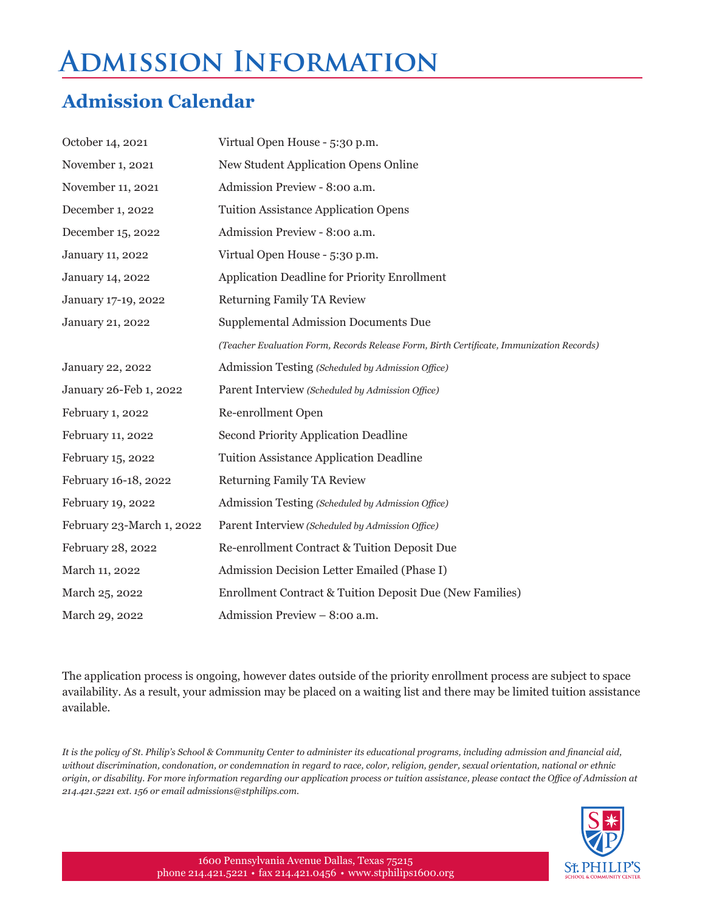# Admission Information

## Admission Calendar

| | |
|---|---|
| October 14, 2021 | Virtual Open House - 5:30 p.m. |
| November 1, 2021 | New Student Application Opens Online |
| November 11, 2021 | Admission Preview - 8:00 a.m. |
| December 1, 2022 | Tuition Assistance Application Opens |
| December 15, 2022 | Admission Preview - 8:00 a.m. |
| January 11, 2022 | Virtual Open House - 5:30 p.m. |
| January 14, 2022 | Application Deadline for Priority Enrollment |
| January 17-19, 2022 | Returning Family TA Review |
| January 21, 2022 | Supplemental Admission Documents Due *(Teacher Evaluation Form, Records Release Form, Birth Certificate, Immunization Records)* |
| January 22, 2022 | Admission Testing *(Scheduled by Admission Office)* |
| January 26-Feb 1, 2022 | Parent Interview *(Scheduled by Admission Office)* |
| February 1, 2022 | Re-enrollment Open |
| February 11, 2022 | Second Priority Application Deadline |
| February 15, 2022 | Tuition Assistance Application Deadline |
| February 16-18, 2022 | Returning Family TA Review |
| February 19, 2022 | Admission Testing *(Scheduled by Admission Office)* |
| February 23-March 1, 2022 | Parent Interview *(Scheduled by Admission Office)* |
| February 28, 2022 | Re-enrollment Contract & Tuition Deposit Due |
| March 11, 2022 | Admission Decision Letter Emailed (Phase I) |
| March 25, 2022 | Enrollment Contract & Tuition Deposit Due (New Families) |
| March 29, 2022 | Admission Preview – 8:00 a.m. |

The application process is ongoing, however dates outside of the priority enrollment process are subject to space availability. As a result, your admission may be placed on a waiting list and there may be limited tuition assistance available.

*It is the policy of St. Philip's School & Community Center to administer its educational programs, including admission and financial aid, without discrimination, condonation, or condemnation in regard to race, color, religion, gender, sexual orientation, national or ethnic origin, or disability. For more information regarding our application process or tuition assistance, please contact the Office of Admission at 214.421.5221 ext. 156 or email admissions@stphilips.com.*

1600 Pennsylvania Avenue Dallas, Texas 75215
phone 214.421.5221 • fax 214.421.0456 • www.stphilips1600.org

St. PHILIP'S
SCHOOL & COMMUNITY CENTER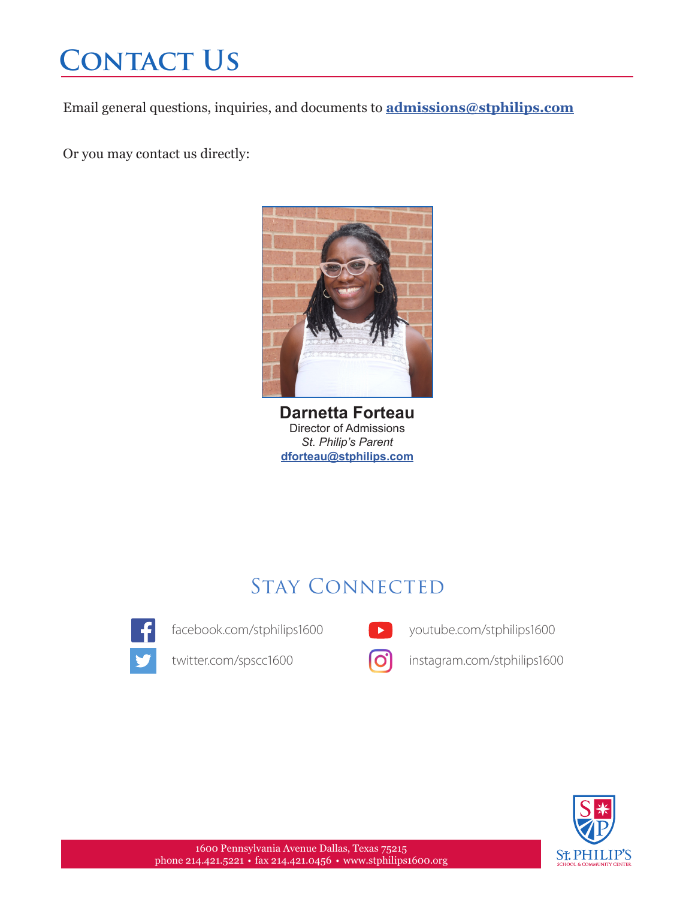# Contact Us

Email general questions, inquiries, and documents to **admissions@stphilips.com**

Or you may contact us directly:

**Darnetta Forteau**
Director of Admissions
*St. Philip's Parent*
**dforteau@stphilips.com**

## Stay Connected

facebook.com/stphilips1600

twitter.com/spscc1600

youtube.com/stphilips1600

instagram.com/stphilips1600

1600 Pennsylvania Avenue Dallas, Texas 75215
phone 214.421.5221 • fax 214.421.0456 • www.stphilips1600.org

St. PHILIP'S
SCHOOL & COMMUNITY CENTER